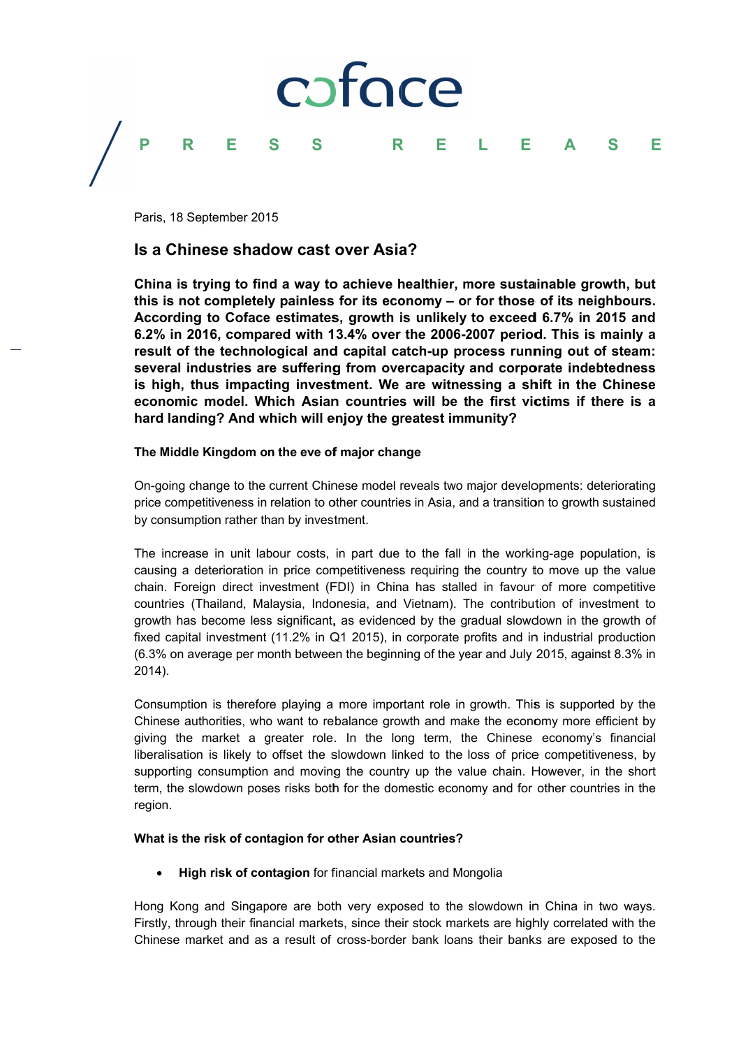PRESS RELEASE

Paris, 18 September 2015

# Is a Chinese shadow cast over Asia?

**China is trying to find a way to achieve healthier, more sustainable growth, but this is not completely painless for its economy – or for those of its neighbours. According to Coface estimates, growth is unlikely to exceed 6.7% in 2015 and 6.2% in 2016, compared with 13.4% over the 2006-2007 period. This is mainly a result of the technological and capital catch-up process running out of steam: several industries are suffering from overcapacity and corporate indebtedness is high, thus impacting investment. We are witnessing a shift in the Chinese economic model. Which Asian countries will be the first victims if there is a hard landing? And which will enjoy the greatest immunity?**

### The Middle Kingdom on the eve of major change

On-going change to the current Chinese model reveals two major developments: deteriorating price competitiveness in relation to other countries in Asia, and a transition to growth sustained by consumption rather than by investment.

The increase in unit labour costs, in part due to the fall in the working-age population, is causing a deterioration in price competitiveness requiring the country to move up the value chain. Foreign direct investment (FDI) in China has stalled in favour of more competitive countries (Thailand, Malaysia, Indonesia, and Vietnam). The contribution of investment to growth has become less significant**,** as evidenced by the gradual slowdown in the growth of fixed capital investment (11.2% in Q1 2015), in corporate profits and in industrial production (6.3% on average per month between the beginning of the year and July 2015, against 8.3% in 2014).

Consumption is therefore playing a more important role in growth. This is supported by the Chinese authorities, who want to rebalance growth and make the economy more efficient by giving the market a greater role. In the long term, the Chinese economy's financial liberalisation is likely to offset the slowdown linked to the loss of price competitiveness, by supporting consumption and moving the country up the value chain. However, in the short term, the slowdown poses risks both for the domestic economy and for other countries in the region.

### What is the risk of contagion for other Asian countries?

- **High risk of contagion** for financial markets and Mongolia

Hong Kong and Singapore are both very exposed to the slowdown in China in two ways. Firstly, through their financial markets, since their stock markets are highly correlated with the Chinese market and as a result of cross-border bank loans their banks are exposed to the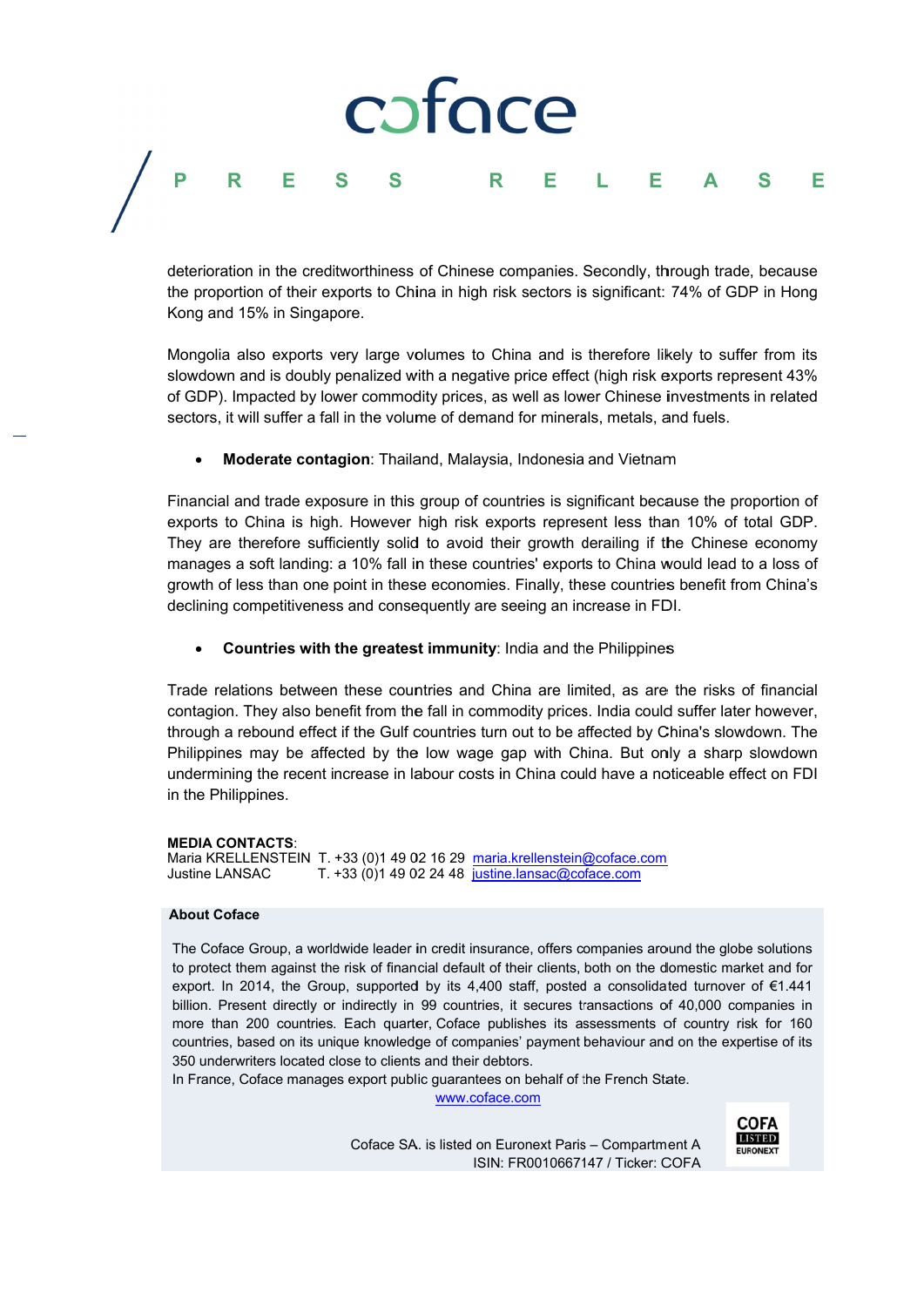deterioration in the creditworthiness of Chinese companies. Secondly, through trade, because the proportion of their exports to China in high risk sectors is significant: 74% of GDP in Hong Kong and 15% in Singapore.

Mongolia also exports very large volumes to China and is therefore likely to suffer from its slowdown and is doubly penalized with a negative price effect (high risk exports represent 43% of GDP). Impacted by lower commodity prices, as well as lower Chinese investments in related sectors, it will suffer a fall in the volume of demand for minerals, metals, and fuels.

- **Moderate contagion**: Thailand, Malaysia, Indonesia and Vietnam

Financial and trade exposure in this group of countries is significant because the proportion of exports to China is high. However high risk exports represent less than 10% of total GDP. They are therefore sufficiently solid to avoid their growth derailing if the Chinese economy manages a soft landing: a 10% fall in these countries' exports to China would lead to a loss of growth of less than one point in these economies. Finally, these countries benefit from China's declining competitiveness and consequently are seeing an increase in FDI.

- **Countries with the greatest immunity**: India and the Philippines

Trade relations between these countries and China are limited, as are the risks of financial contagion. They also benefit from the fall in commodity prices. India could suffer later however, through a rebound effect if the Gulf countries turn out to be affected by China's slowdown. The Philippines may be affected by the low wage gap with China. But only a sharp slowdown undermining the recent increase in labour costs in China could have a noticeable effect on FDI in the Philippines.

**MEDIA CONTACTS**:
Maria KRELLENSTEIN T. +33 (0)1 49 02 16 29 maria.krellenstein@coface.com
Justine LANSAC T. +33 (0)1 49 02 24 48 justine.lansac@coface.com

**About Coface**

The Coface Group, a worldwide leader in credit insurance, offers companies around the globe solutions to protect them against the risk of financial default of their clients, both on the domestic market and for export. In 2014, the Group, supported by its 4,400 staff, posted a consolidated turnover of €1.441 billion. Present directly or indirectly in 99 countries, it secures transactions of 40,000 companies in more than 200 countries. Each quarter, Coface publishes its assessments of country risk for 160 countries, based on its unique knowledge of companies' payment behaviour and on the expertise of its 350 underwriters located close to clients and their debtors.
In France, Coface manages export public guarantees on behalf of the French State.

www.coface.com

Coface SA. is listed on Euronext Paris – Compartment A
ISIN: FR0010667147 / Ticker: COFA